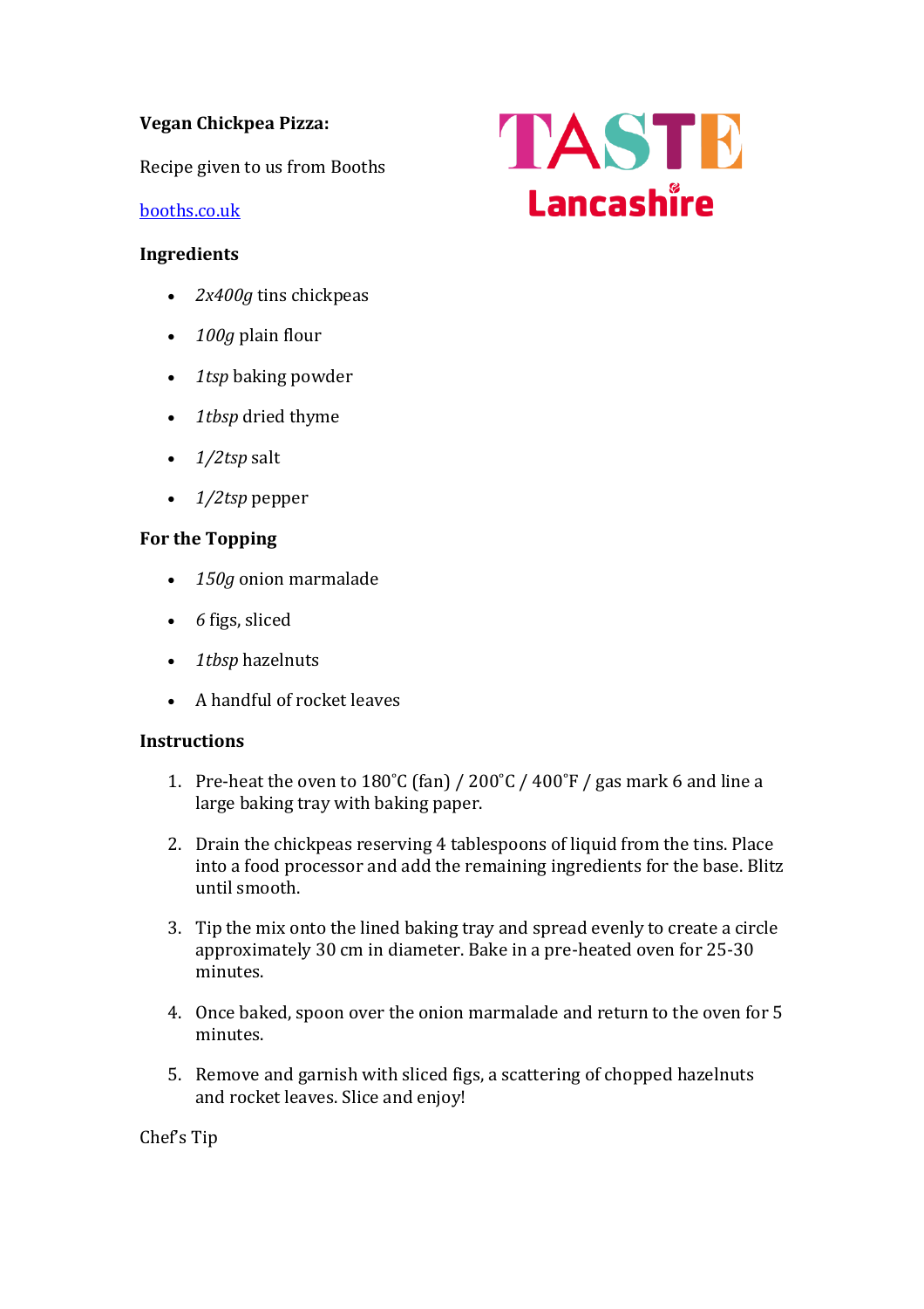**Vegan Chickpea Pizza:**

Recipe given to us from Booths

booths.co.uk

TASTE Lancashire

**Ingredients**

- *2x400g* tins chickpeas
- *100g* plain flour
- *1tsp* baking powder
- *1tbsp* dried thyme
- *1/2tsp* salt
- *1/2tsp* pepper

**For the Topping**

- *150g* onion marmalade
- *6* figs, sliced
- *1tbsp* hazelnuts
- A handful of rocket leaves

**Instructions**

1. Pre-heat the oven to 180˚C (fan) / 200˚C / 400˚F / gas mark 6 and line a large baking tray with baking paper.
2. Drain the chickpeas reserving 4 tablespoons of liquid from the tins. Place into a food processor and add the remaining ingredients for the base. Blitz until smooth.
3. Tip the mix onto the lined baking tray and spread evenly to create a circle approximately 30 cm in diameter. Bake in a pre-heated oven for 25-30 minutes.
4. Once baked, spoon over the onion marmalade and return to the oven for 5 minutes.
5. Remove and garnish with sliced figs, a scattering of chopped hazelnuts and rocket leaves. Slice and enjoy!

Chef's Tip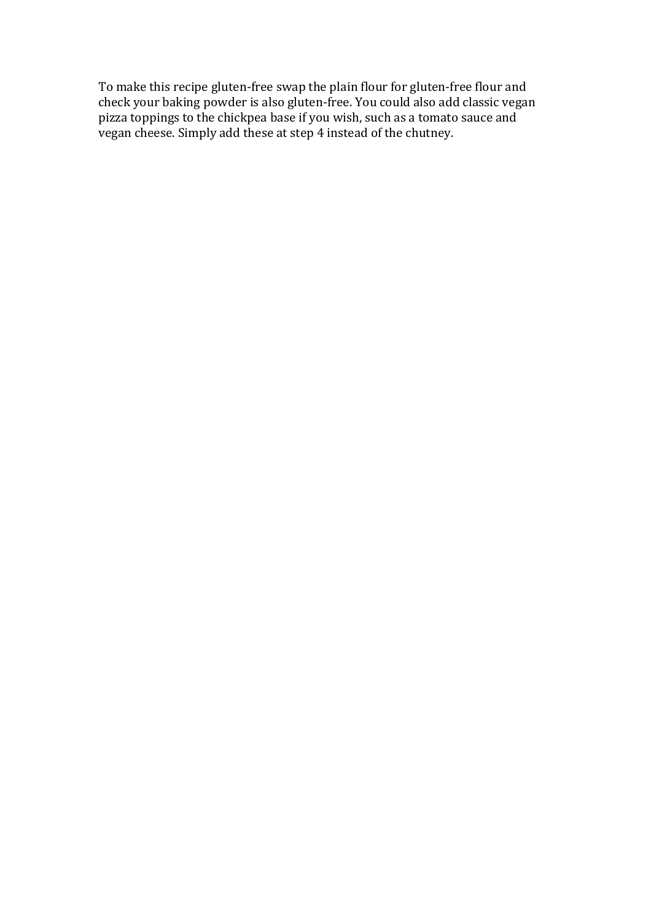To make this recipe gluten-free swap the plain flour for gluten-free flour and check your baking powder is also gluten-free. You could also add classic vegan pizza toppings to the chickpea base if you wish, such as a tomato sauce and vegan cheese. Simply add these at step 4 instead of the chutney.